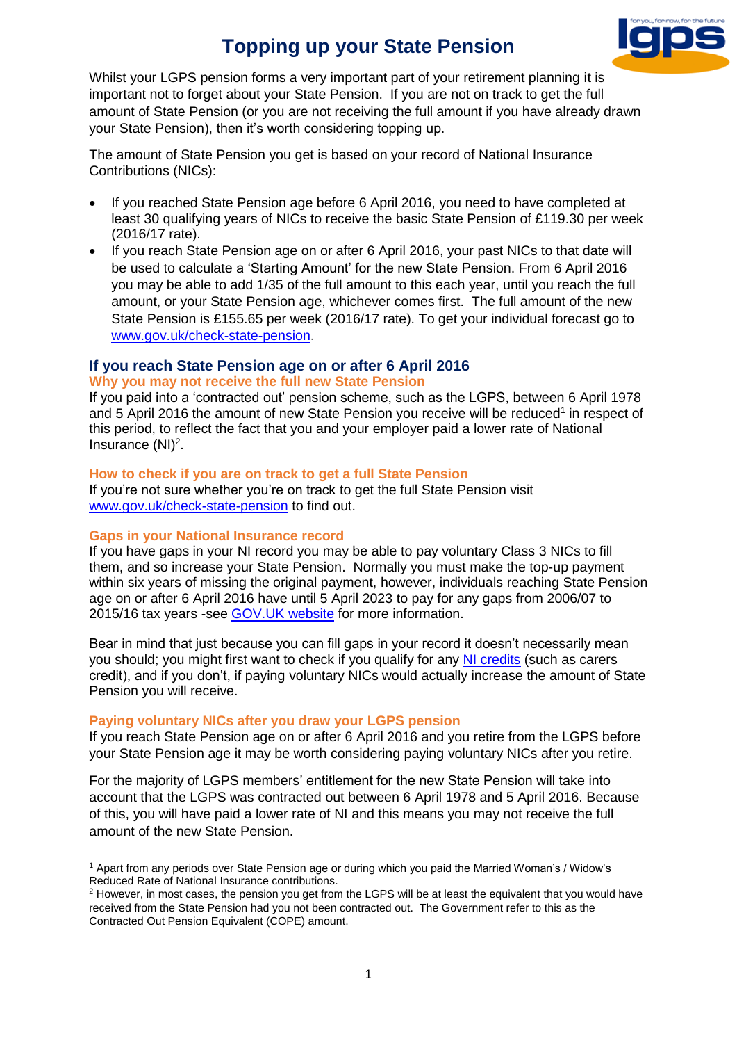# Topping up your State Pension

Whilst your LGPS pension forms a very important part of your retirement planning it is important not to forget about your State Pension. If you are not on track to get the full amount of State Pension (or you are not receiving the full amount if you have already drawn your State Pension), then it's worth considering topping up.

The amount of State Pension you get is based on your record of National Insurance Contributions (NICs):

- If you reached State Pension age before 6 April 2016, you need to have completed at least 30 qualifying years of NICs to receive the basic State Pension of £119.30 per week (2016/17 rate).
- If you reach State Pension age on or after 6 April 2016, your past NICs to that date will be used to calculate a 'Starting Amount' for the new State Pension. From 6 April 2016 you may be able to add 1/35 of the full amount to this each year, until you reach the full amount, or your State Pension age, whichever comes first. The full amount of the new State Pension is £155.65 per week (2016/17 rate). To get your individual forecast go to www.gov.uk/check-state-pension.

## If you reach State Pension age on or after 6 April 2016

### Why you may not receive the full new State Pension

If you paid into a 'contracted out' pension scheme, such as the LGPS, between 6 April 1978 and 5 April 2016 the amount of new State Pension you receive will be reduced[1] in respect of this period, to reflect the fact that you and your employer paid a lower rate of National Insurance (NI)[2].

### How to check if you are on track to get a full State Pension

If you're not sure whether you're on track to get the full State Pension visit www.gov.uk/check-state-pension to find out.

### Gaps in your National Insurance record

If you have gaps in your NI record you may be able to pay voluntary Class 3 NICs to fill them, and so increase your State Pension. Normally you must make the top-up payment within six years of missing the original payment, however, individuals reaching State Pension age on or after 6 April 2016 have until 5 April 2023 to pay for any gaps from 2006/07 to 2015/16 tax years -see GOV.UK website for more information.

Bear in mind that just because you can fill gaps in your record it doesn't necessarily mean you should; you might first want to check if you qualify for any NI credits (such as carers credit), and if you don't, if paying voluntary NICs would actually increase the amount of State Pension you will receive.

### Paying voluntary NICs after you draw your LGPS pension

If you reach State Pension age on or after 6 April 2016 and you retire from the LGPS before your State Pension age it may be worth considering paying voluntary NICs after you retire.

For the majority of LGPS members' entitlement for the new State Pension will take into account that the LGPS was contracted out between 6 April 1978 and 5 April 2016. Because of this, you will have paid a lower rate of NI and this means you may not receive the full amount of the new State Pension.

---

[1] Apart from any periods over State Pension age or during which you paid the Married Woman's / Widow's Reduced Rate of National Insurance contributions.

[2] However, in most cases, the pension you get from the LGPS will be at least the equivalent that you would have received from the State Pension had you not been contracted out. The Government refer to this as the Contracted Out Pension Equivalent (COPE) amount.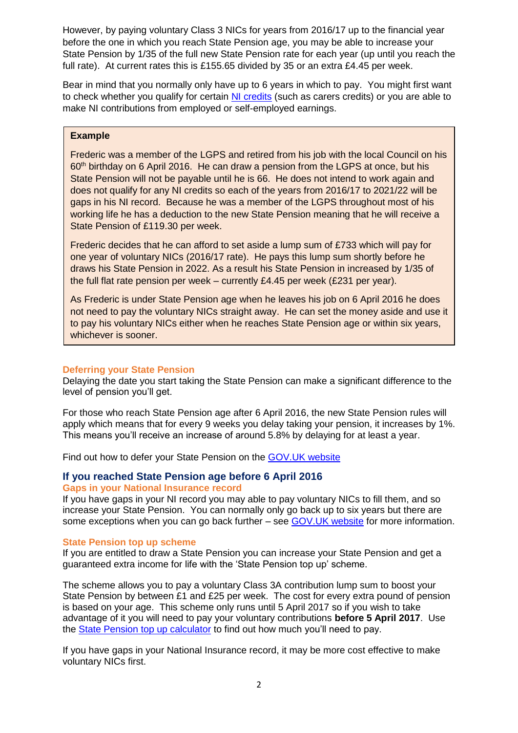However, by paying voluntary Class 3 NICs for years from 2016/17 up to the financial year before the one in which you reach State Pension age, you may be able to increase your State Pension by 1/35 of the full new State Pension rate for each year (up until you reach the full rate). At current rates this is £155.65 divided by 35 or an extra £4.45 per week.

Bear in mind that you normally only have up to 6 years in which to pay. You might first want to check whether you qualify for certain NI credits (such as carers credits) or you are able to make NI contributions from employed or self-employed earnings.

> **Example**
>
> Frederic was a member of the LGPS and retired from his job with the local Council on his 60th birthday on 6 April 2016. He can draw a pension from the LGPS at once, but his State Pension will not be payable until he is 66. He does not intend to work again and does not qualify for any NI credits so each of the years from 2016/17 to 2021/22 will be gaps in his NI record. Because he was a member of the LGPS throughout most of his working life he has a deduction to the new State Pension meaning that he will receive a State Pension of £119.30 per week.
>
> Frederic decides that he can afford to set aside a lump sum of £733 which will pay for one year of voluntary NICs (2016/17 rate). He pays this lump sum shortly before he draws his State Pension in 2022. As a result his State Pension in increased by 1/35 of the full flat rate pension per week – currently £4.45 per week (£231 per year).
>
> As Frederic is under State Pension age when he leaves his job on 6 April 2016 he does not need to pay the voluntary NICs straight away. He can set the money aside and use it to pay his voluntary NICs either when he reaches State Pension age or within six years, whichever is sooner.

### Deferring your State Pension

Delaying the date you start taking the State Pension can make a significant difference to the level of pension you'll get.

For those who reach State Pension age after 6 April 2016, the new State Pension rules will apply which means that for every 9 weeks you delay taking your pension, it increases by 1%. This means you'll receive an increase of around 5.8% by delaying for at least a year.

Find out how to defer your State Pension on the GOV.UK website

## If you reached State Pension age before 6 April 2016

### Gaps in your National Insurance record

If you have gaps in your NI record you may able to pay voluntary NICs to fill them, and so increase your State Pension. You can normally only go back up to six years but there are some exceptions when you can go back further – see GOV.UK website for more information.

### State Pension top up scheme

If you are entitled to draw a State Pension you can increase your State Pension and get a guaranteed extra income for life with the 'State Pension top up' scheme.

The scheme allows you to pay a voluntary Class 3A contribution lump sum to boost your State Pension by between £1 and £25 per week. The cost for every extra pound of pension is based on your age. This scheme only runs until 5 April 2017 so if you wish to take advantage of it you will need to pay your voluntary contributions **before 5 April 2017**. Use the State Pension top up calculator to find out how much you'll need to pay.

If you have gaps in your National Insurance record, it may be more cost effective to make voluntary NICs first.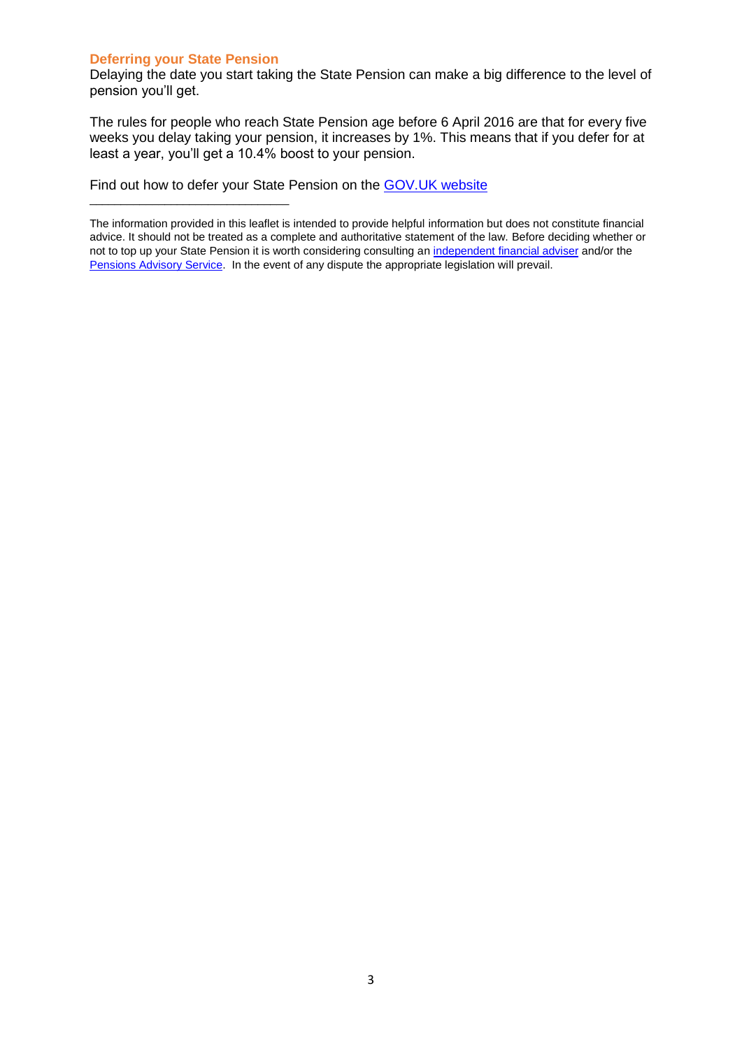### Deferring your State Pension

Delaying the date you start taking the State Pension can make a big difference to the level of pension you'll get.

The rules for people who reach State Pension age before 6 April 2016 are that for every five weeks you delay taking your pension, it increases by 1%. This means that if you defer for at least a year, you'll get a 10.4% boost to your pension.

Find out how to defer your State Pension on the GOV.UK website

---

The information provided in this leaflet is intended to provide helpful information but does not constitute financial advice. It should not be treated as a complete and authoritative statement of the law. Before deciding whether or not to top up your State Pension it is worth considering consulting an independent financial adviser and/or the Pensions Advisory Service. In the event of any dispute the appropriate legislation will prevail.